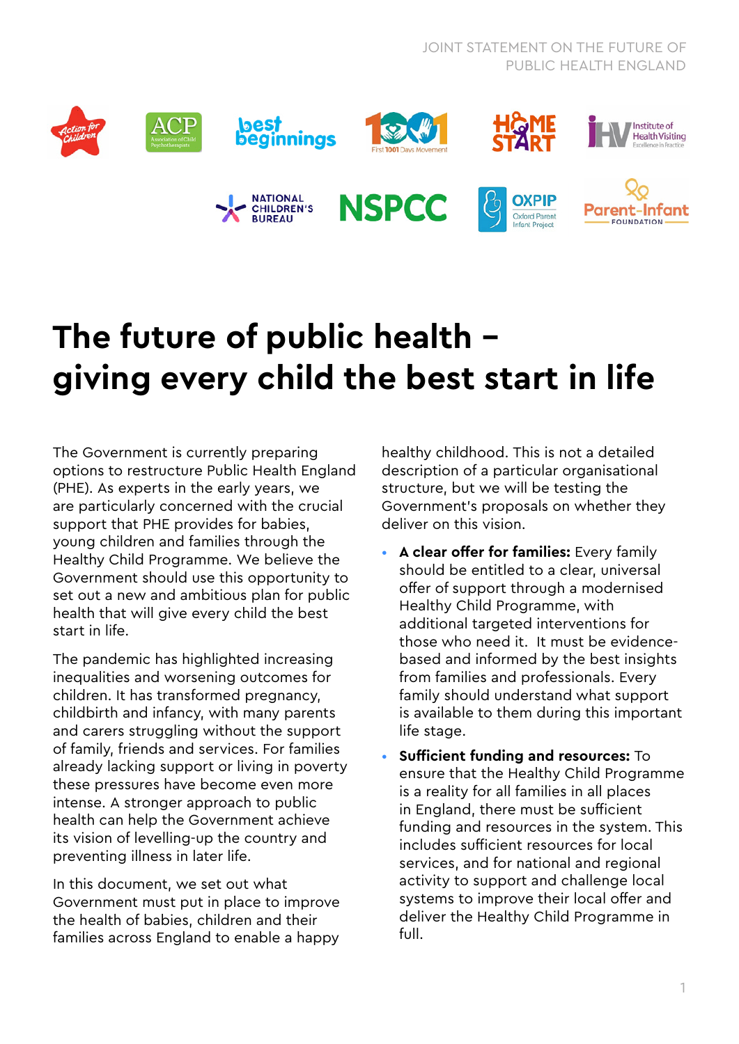# The future of public health – giving every child the best start in life

The Government is currently preparing options to restructure Public Health England (PHE). As experts in the early years, we are particularly concerned with the crucial support that PHE provides for babies, young children and families through the Healthy Child Programme. We believe the Government should use this opportunity to set out a new and ambitious plan for public health that will give every child the best start in life.

The pandemic has highlighted increasing inequalities and worsening outcomes for children. It has transformed pregnancy, childbirth and infancy, with many parents and carers struggling without the support of family, friends and services. For families already lacking support or living in poverty these pressures have become even more intense. A stronger approach to public health can help the Government achieve its vision of levelling-up the country and preventing illness in later life.

In this document, we set out what Government must put in place to improve the health of babies, children and their families across England to enable a happy healthy childhood. This is not a detailed description of a particular organisational structure, but we will be testing the Government's proposals on whether they deliver on this vision.

- **A clear offer for families:** Every family should be entitled to a clear, universal offer of support through a modernised Healthy Child Programme, with additional targeted interventions for those who need it. It must be evidence-based and informed by the best insights from families and professionals. Every family should understand what support is available to them during this important life stage.
- **Sufficient funding and resources:** To ensure that the Healthy Child Programme is a reality for all families in all places in England, there must be sufficient funding and resources in the system. This includes sufficient resources for local services, and for national and regional activity to support and challenge local systems to improve their local offer and deliver the Healthy Child Programme in full.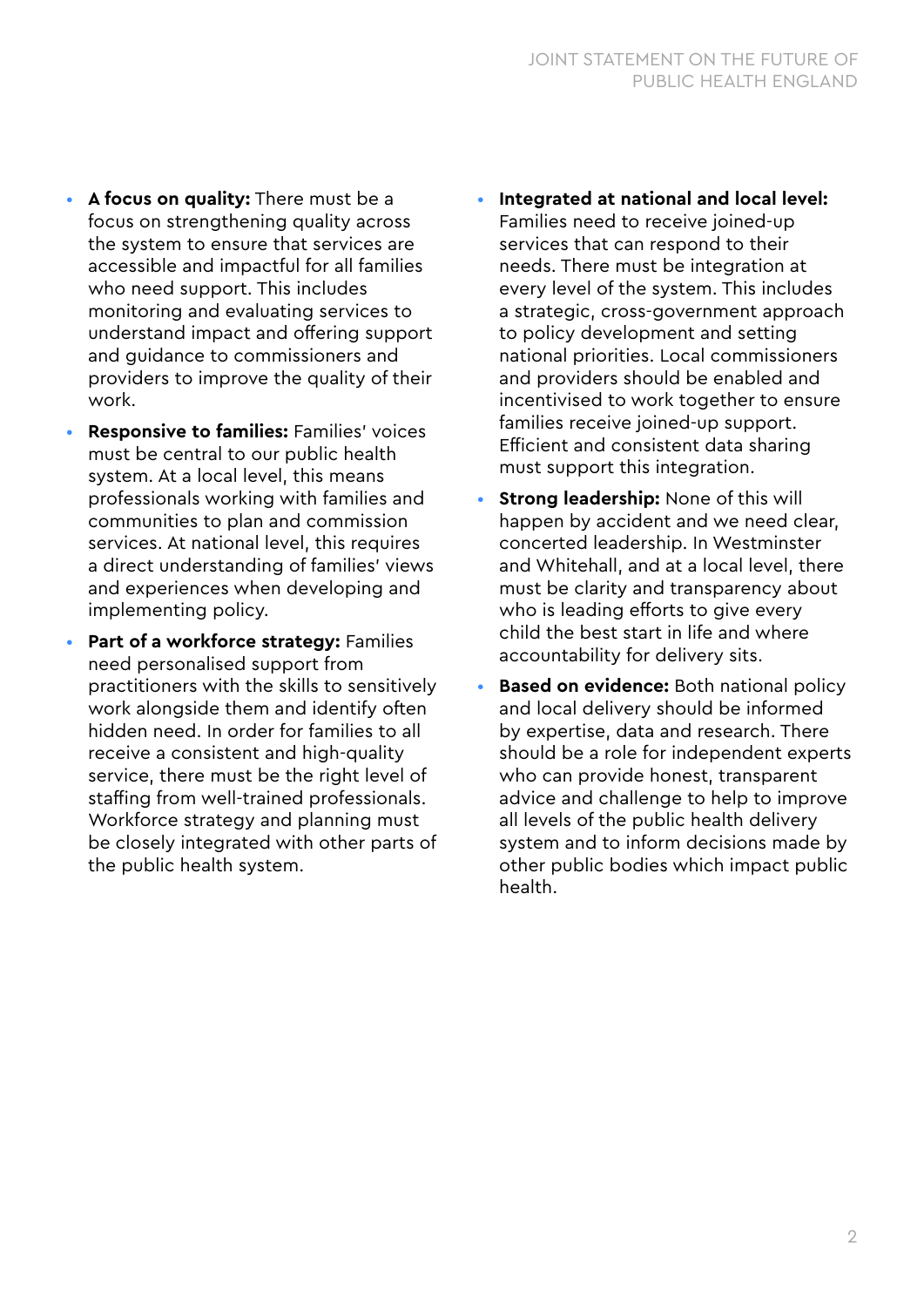- **A focus on quality:** There must be a focus on strengthening quality across the system to ensure that services are accessible and impactful for all families who need support. This includes monitoring and evaluating services to understand impact and offering support and guidance to commissioners and providers to improve the quality of their work.
- **Responsive to families:** Families' voices must be central to our public health system. At a local level, this means professionals working with families and communities to plan and commission services. At national level, this requires a direct understanding of families' views and experiences when developing and implementing policy.
- **Part of a workforce strategy:** Families need personalised support from practitioners with the skills to sensitively work alongside them and identify often hidden need. In order for families to all receive a consistent and high-quality service, there must be the right level of staffing from well-trained professionals. Workforce strategy and planning must be closely integrated with other parts of the public health system.
- **Integrated at national and local level:** Families need to receive joined-up services that can respond to their needs. There must be integration at every level of the system. This includes a strategic, cross-government approach to policy development and setting national priorities. Local commissioners and providers should be enabled and incentivised to work together to ensure families receive joined-up support. Efficient and consistent data sharing must support this integration.
- **Strong leadership:** None of this will happen by accident and we need clear, concerted leadership. In Westminster and Whitehall, and at a local level, there must be clarity and transparency about who is leading efforts to give every child the best start in life and where accountability for delivery sits.
- **Based on evidence:** Both national policy and local delivery should be informed by expertise, data and research. There should be a role for independent experts who can provide honest, transparent advice and challenge to help to improve all levels of the public health delivery system and to inform decisions made by other public bodies which impact public health.